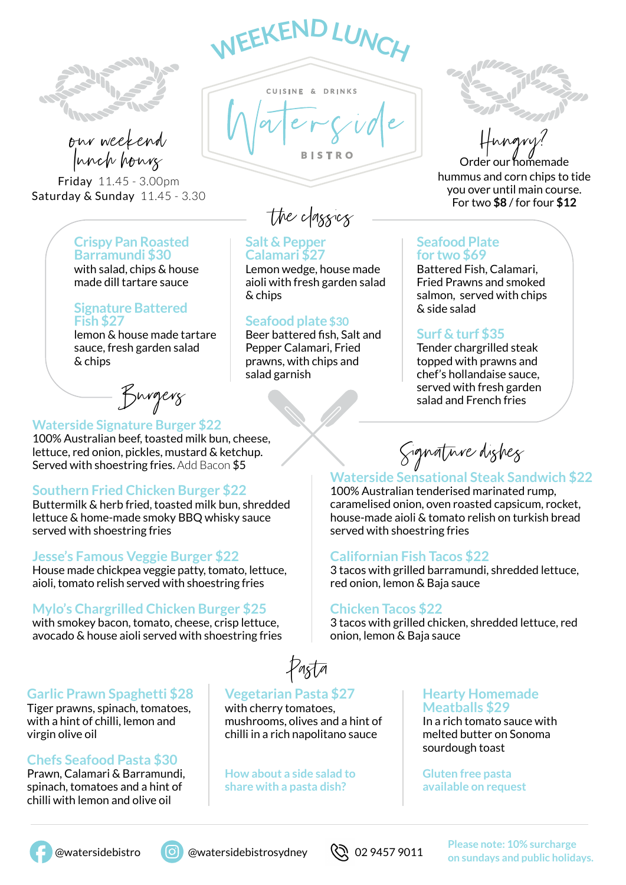# WEEKEND LUNCH

CUISINE & DRINKS

## Waterside

BISTRO

*our weekend lunch hours*

Friday 11.45 - 3.00pm
Saturday & Sunday 11.45 - 3.30

*Hungry?*

Order our homemade hummus and corn chips to tide you over until main course.
For two **$8** / for four **$12**

## the classics

**Crispy Pan Roasted Barramundi $30**
with salad, chips & house made dill tartare sauce

**Signature Battered Fish $27**
lemon & house made tartare sauce, fresh garden salad & chips

**Salt & Pepper Calamari $27**
Lemon wedge, house made aioli with fresh garden salad & chips

**Seafood plate $30**
Beer battered fish, Salt and Pepper Calamari, Fried prawns, with chips and salad garnish

**Seafood Plate for two $69**
Battered Fish, Calamari, Fried Prawns and smoked salmon, served with chips & side salad

**Surf & turf $35**
Tender chargrilled steak topped with prawns and chef's hollandaise sauce, served with fresh garden salad and French fries

## Burgers

**Waterside Signature Burger $22**
100% Australian beef, toasted milk bun, cheese, lettuce, red onion, pickles, mustard & ketchup. Served with shoestring fries. Add Bacon $5

**Southern Fried Chicken Burger $22**
Buttermilk & herb fried, toasted milk bun, shredded lettuce & home-made smoky BBQ whisky sauce served with shoestring fries

**Jesse's Famous Veggie Burger $22**
House made chickpea veggie patty, tomato, lettuce, aioli, tomato relish served with shoestring fries

**Mylo's Chargrilled Chicken Burger $25**
with smokey bacon, tomato, cheese, crisp lettuce, avocado & house aioli served with shoestring fries

## Signature dishes

**Waterside Sensational Steak Sandwich $22**
100% Australian tenderised marinated rump, caramelised onion, oven roasted capsicum, rocket, house-made aioli & tomato relish on turkish bread served with shoestring fries

**Californian Fish Tacos $22**
3 tacos with grilled barramundi, shredded lettuce, red onion, lemon & Baja sauce

**Chicken Tacos $22**
3 tacos with grilled chicken, shredded lettuce, red onion, lemon & Baja sauce

## Pasta

**Garlic Prawn Spaghetti $28**
Tiger prawns, spinach, tomatoes, with a hint of chilli, lemon and virgin olive oil

**Chefs Seafood Pasta $30**
Prawn, Calamari & Barramundi, spinach, tomatoes and a hint of chilli with lemon and olive oil

**Vegetarian Pasta $27**
with cherry tomatoes, mushrooms, olives and a hint of chilli in a rich napolitano sauce

How about a side salad to share with a pasta dish?

**Hearty Homemade Meatballs $29**
In a rich tomato sauce with melted butter on Sonoma sourdough toast

Gluten free pasta available on request

@watersidebistro | @watersidebistrosydney | 02 9457 9011

Please note: 10% surcharge on sundays and public holidays.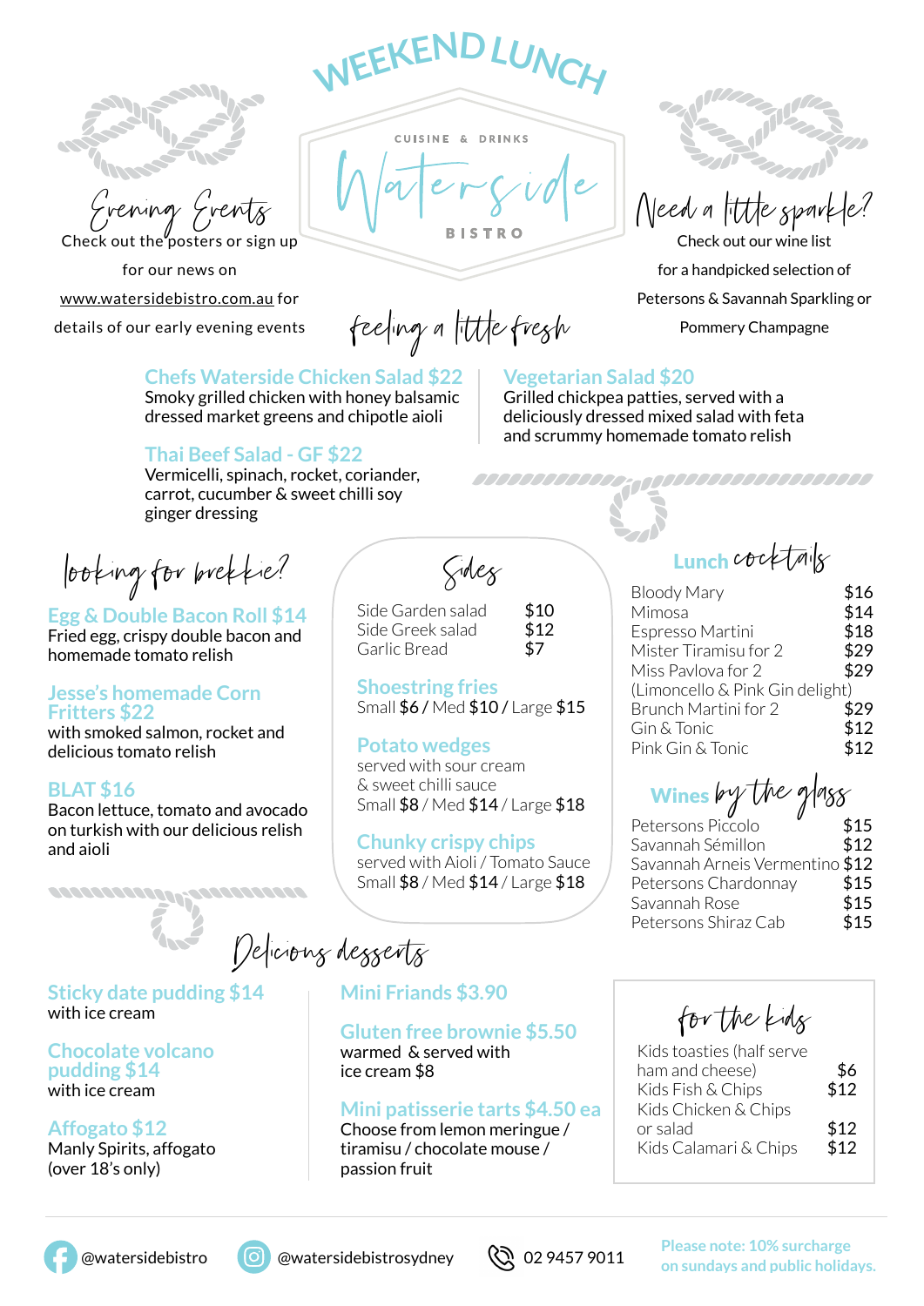# WEEKEND LUNCH

CUISINE & DRINKS

**Waterside**

BISTRO

## Evening Events

Check out the posters or sign up for our news on www.watersidebistro.com.au for details of our early evening events

## Need a little sparkle?

Check out our wine list for a handpicked selection of Petersons & Savannah Sparkling or Pommery Champagne

## feeling a little fresh

**Chefs Waterside Chicken Salad $22**
Smoky grilled chicken with honey balsamic dressed market greens and chipotle aioli

**Thai Beef Salad - GF $22**
Vermicelli, spinach, rocket, coriander, carrot, cucumber & sweet chilli soy ginger dressing

**Vegetarian Salad $20**
Grilled chickpea patties, served with a deliciously dressed mixed salad with feta and scrummy homemade tomato relish

## looking for brekkie?

**Egg & Double Bacon Roll $14**
Fried egg, crispy double bacon and homemade tomato relish

**Jesse's homemade Corn Fritters $22**
with smoked salmon, rocket and delicious tomato relish

**BLAT $16**
Bacon lettuce, tomato and avocado on turkish with our delicious relish and aioli

## Sides

| | |
|---|---|
| Side Garden salad | $10 |
| Side Greek salad | $12 |
| Garlic Bread | $7 |

**Shoestring fries**
Small $6 / Med $10 / Large $15

**Potato wedges**
served with sour cream & sweet chilli sauce
Small $8 / Med $14 / Large $18

**Chunky crispy chips**
served with Aioli / Tomato Sauce
Small $8 / Med $14 / Large $18

## Lunch cocktails

| | |
|---|---|
| Bloody Mary | $16 |
| Mimosa | $14 |
| Espresso Martini | $18 |
| Mister Tiramisu for 2 | $29 |
| Miss Pavlova for 2 (Limoncello & Pink Gin delight) | $29 |
| Brunch Martini for 2 | $29 |
| Gin & Tonic | $12 |
| Pink Gin & Tonic | $12 |

## Wines by the glass

| | |
|---|---|
| Petersons Piccolo | $15 |
| Savannah Sémillon | $12 |
| Savannah Arneis Vermentino | $12 |
| Petersons Chardonnay | $15 |
| Savannah Rose | $15 |
| Petersons Shiraz Cab | $15 |

## Delicious desserts

**Sticky date pudding $14**
with ice cream

**Chocolate volcano pudding $14**
with ice cream

**Affogato $12**
Manly Spirits, affogato (over 18's only)

**Mini Friands $3.90**

**Gluten free brownie $5.50**
warmed & served with ice cream $8

**Mini patisserie tarts $4.50 ea**
Choose from lemon meringue / tiramisu / chocolate mouse / passion fruit

## for the kids

| | |
|---|---|
| Kids toasties (half serve ham and cheese) | $6 |
| Kids Fish & Chips | $12 |
| Kids Chicken & Chips or salad | $12 |
| Kids Calamari & Chips | $12 |

@watersidebistro @watersidebistrosydney 02 9457 9011

Please note: 10% surcharge on sundays and public holidays.